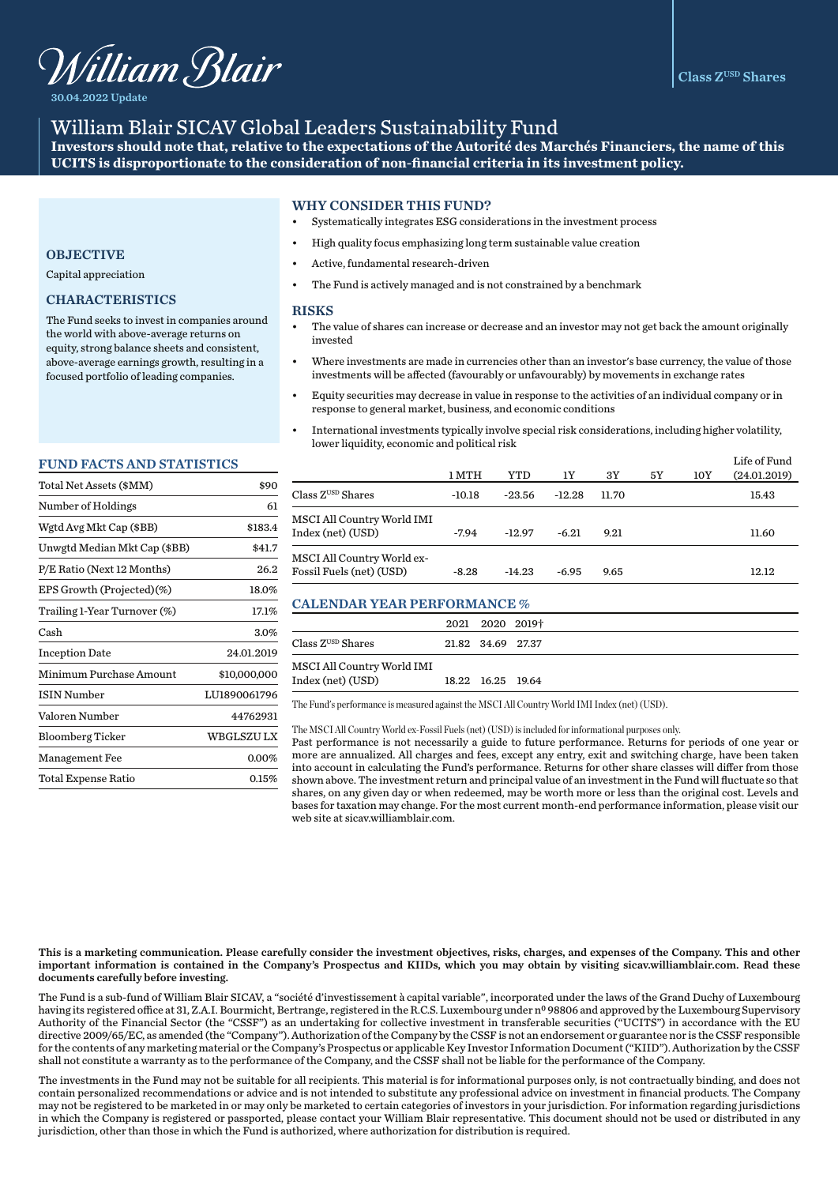William Blair

30.04.2022 Update

Class Z USD Shares

# William Blair SICAV Global Leaders Sustainability Fund

**Investors should note that, relative to the expectations of the Autorité des Marchés Financiers, the name of this UCITS is disproportionate to the consideration of non-financial criteria in its investment policy.**

## OBJECTIVE

Capital appreciation

## CHARACTERISTICS

The Fund seeks to invest in companies around the world with above-average returns on equity, strong balance sheets and consistent, above-average earnings growth, resulting in a focused portfolio of leading companies.

## WHY CONSIDER THIS FUND?

- Systematically integrates ESG considerations in the investment process
- High quality focus emphasizing long term sustainable value creation
- Active, fundamental research-driven
- The Fund is actively managed and is not constrained by a benchmark

## RISKS

- The value of shares can increase or decrease and an investor may not get back the amount originally invested
- Where investments are made in currencies other than an investor's base currency, the value of those investments will be affected (favourably or unfavourably) by movements in exchange rates
- Equity securities may decrease in value in response to the activities of an individual company or in response to general market, business, and economic conditions
- International investments typically involve special risk considerations, including higher volatility, lower liquidity, economic and political risk

## FUND FACTS AND STATISTICS

| | |
|---|---|
| Total Net Assets ($MM) | $90 |
| Number of Holdings | 61 |
| Wgtd Avg Mkt Cap ($BB) | $183.4 |
| Unwgtd Median Mkt Cap ($BB) | $41.7 |
| P/E Ratio (Next 12 Months) | 26.2 |
| EPS Growth (Projected)(%) | 18.0% |
| Trailing 1-Year Turnover (%) | 17.1% |
| Cash | 3.0% |
| Inception Date | 24.01.2019 |
| Minimum Purchase Amount | $10,000,000 |
| ISIN Number | LU1890061796 |
| Valoren Number | 44762931 |
| Bloomberg Ticker | WBGLSZU LX |
| Management Fee | 0.00% |
| Total Expense Ratio | 0.15% |

| | 1 MTH | YTD | 1Y | 3Y | 5Y | 10Y | Life of Fund (24.01.2019) |
|---|---|---|---|---|---|---|---|
| Class Z USD Shares | -10.18 | -23.56 | -12.28 | 11.70 | | | 15.43 |
| MSCI All Country World IMI Index (net) (USD) | -7.94 | -12.97 | -6.21 | 9.21 | | | 11.60 |
| MSCI All Country World ex-Fossil Fuels (net) (USD) | -8.28 | -14.23 | -6.95 | 9.65 | | | 12.12 |

## CALENDAR YEAR PERFORMANCE %

| | 2021 | 2020 | 2019† |
|---|---|---|---|
| Class Z USD Shares | 21.82 | 34.69 | 27.37 |
| MSCI All Country World IMI Index (net) (USD) | 18.22 | 16.25 | 19.64 |

The Fund's performance is measured against the MSCI All Country World IMI Index (net) (USD).

The MSCI All Country World ex-Fossil Fuels (net) (USD) is included for informational purposes only.

Past performance is not necessarily a guide to future performance. Returns for periods of one year or more are annualized. All charges and fees, except any entry, exit and switching charge, have been taken into account in calculating the Fund's performance. Returns for other share classes will differ from those shown above. The investment return and principal value of an investment in the Fund will fluctuate so that shares, on any given day or when redeemed, may be worth more or less than the original cost. Levels and bases for taxation may change. For the most current month-end performance information, please visit our web site at sicav.williamblair.com.

**This is a marketing communication. Please carefully consider the investment objectives, risks, charges, and expenses of the Company. This and other important information is contained in the Company's Prospectus and KIIDs, which you may obtain by visiting sicav.williamblair.com. Read these documents carefully before investing.**

The Fund is a sub-fund of William Blair SICAV, a "société d'investissement à capital variable", incorporated under the laws of the Grand Duchy of Luxembourg having its registered office at 31, Z.A.I. Bourmicht, Bertrange, registered in the R.C.S. Luxembourg under nº 98806 and approved by the Luxembourg Supervisory Authority of the Financial Sector (the "CSSF") as an undertaking for collective investment in transferable securities ("UCITS") in accordance with the EU directive 2009/65/EC, as amended (the "Company"). Authorization of the Company by the CSSF is not an endorsement or guarantee nor is the CSSF responsible for the contents of any marketing material or the Company's Prospectus or applicable Key Investor Information Document ("KIID"). Authorization by the CSSF shall not constitute a warranty as to the performance of the Company, and the CSSF shall not be liable for the performance of the Company.

The investments in the Fund may not be suitable for all recipients. This material is for informational purposes only, is not contractually binding, and does not contain personalized recommendations or advice and is not intended to substitute any professional advice on investment in financial products. The Company may not be registered to be marketed in or may only be marketed to certain categories of investors in your jurisdiction. For information regarding jurisdictions in which the Company is registered or passported, please contact your William Blair representative. This document should not be used or distributed in any jurisdiction, other than those in which the Fund is authorized, where authorization for distribution is required.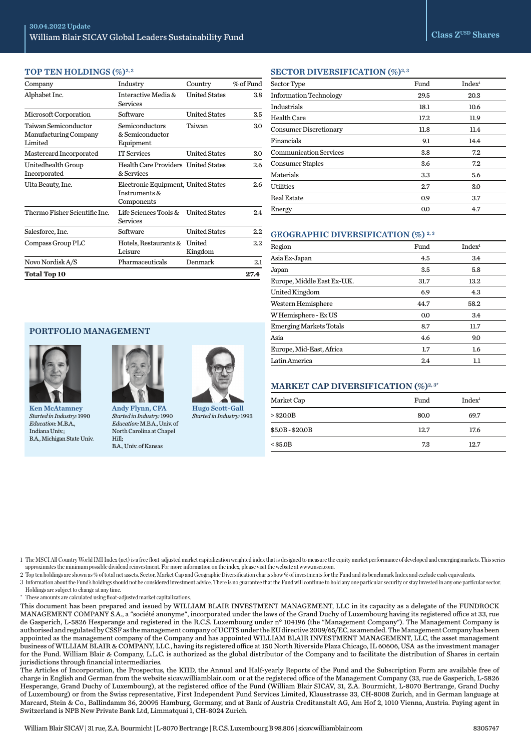30.04.2022 Update

William Blair SICAV Global Leaders Sustainability Fund

Class $Z^{USD}$ Shares

## TOP TEN HOLDINGS (%)[2, 3]

| Company | Industry | Country | % of Fund |
|---|---|---|---|
| Alphabet Inc. | Interactive Media & Services | United States | 3.8 |
| Microsoft Corporation | Software | United States | 3.5 |
| Taiwan Semiconductor Manufacturing Company Limited | Semiconductors & Semiconductor Equipment | Taiwan | 3.0 |
| Mastercard Incorporated | IT Services | United States | 3.0 |
| Unitedhealth Group Incorporated | Health Care Providers & Services | United States | 2.6 |
| Ulta Beauty, Inc. | Electronic Equipment, Instruments & Components | United States | 2.6 |
| Thermo Fisher Scientific Inc. | Life Sciences Tools & Services | United States | 2.4 |
| Salesforce, Inc. | Software | United States | 2.2 |
| Compass Group PLC | Hotels, Restaurants & Leisure | United Kingdom | 2.2 |
| Novo Nordisk A/S | Pharmaceuticals | Denmark | 2.1 |
| **Total Top 10** | | | **27.4** |

## PORTFOLIO MANAGEMENT

**Ken McAtamney**
*Started in Industry:* 1990
*Education:* M.B.A., Indiana Univ.;
B.A., Michigan State Univ.

**Andy Flynn, CFA**
*Started in Industry:* 1990
*Education:* M.B.A., Univ. of North Carolina at Chapel Hill;
B.A., Univ. of Kansas

**Hugo Scott-Gall**
*Started in Industry:* 1993

## SECTOR DIVERSIFICATION (%)[2, 3]

| Sector Type | Fund | Index[1] |
|---|---|---|
| Information Technology | 29.5 | 20.3 |
| Industrials | 18.1 | 10.6 |
| Health Care | 17.2 | 11.9 |
| Consumer Discretionary | 11.8 | 11.4 |
| Financials | 9.1 | 14.4 |
| Communication Services | 3.8 | 7.2 |
| Consumer Staples | 3.6 | 7.2 |
| Materials | 3.3 | 5.6 |
| Utilities | 2.7 | 3.0 |
| Real Estate | 0.9 | 3.7 |
| Energy | 0.0 | 4.7 |

## GEOGRAPHIC DIVERSIFICATION (%) [2, 3]

| Region | Fund | Index[1] |
|---|---|---|
| Asia Ex-Japan | 4.5 | 3.4 |
| Japan | 3.5 | 5.8 |
| Europe, Middle East Ex-U.K. | 31.7 | 13.2 |
| United Kingdom | 6.9 | 4.3 |
| Western Hemisphere | 44.7 | 58.2 |
| W Hemisphere - Ex US | 0.0 | 3.4 |
| Emerging Markets Totals | 8.7 | 11.7 |
| Asia | 4.6 | 9.0 |
| Europe, Mid-East, Africa | 1.7 | 1.6 |
| Latin America | 2.4 | 1.1 |

## MARKET CAP DIVERSIFICATION (%)[2, 3*]

| Market Cap | Fund | Index[1] |
|---|---|---|
| > $20.0B | 80.0 | 69.7 |
| $5.0B - $20.0B | 12.7 | 17.6 |
| < $5.0B | 7.3 | 12.7 |

1 The MSCI All Country World IMI Index (net) is a free float-adjusted market capitalization weighted index that is designed to measure the equity market performance of developed and emerging markets. This series approximates the minimum possible dividend reinvestment. For more information on the index, please visit the website at www.msci.com.

2 Top ten holdings are shown as % of total net assets. Sector, Market Cap and Geographic Diversification charts show % of investments for the Fund and its benchmark Index and exclude cash equivalents.

3 Information about the Fund's holdings should not be considered investment advice. There is no guarantee that the Fund will continue to hold any one particular security or stay invested in any one particular sector. Holdings are subject to change at any time.

\* These amounts are calculated using float-adjusted market capitalizations.

This document has been prepared and issued by WILLIAM BLAIR INVESTMENT MANAGEMENT, LLC in its capacity as a delegate of the FUNDROCK MANAGEMENT COMPANY S.A., a "société anonyme", incorporated under the laws of the Grand Duchy of Luxembourg having its registered office at 33, rue de Gasperich, L-5826 Hesperange and registered in the R.C.S. Luxembourg under n° 104196 (the "Management Company"). The Management Company is authorised and regulated by CSSF as the management company of UCITS under the EU directive 2009/65/EC, as amended. The Management Company has been appointed as the management company of the Company and has appointed WILLIAM BLAIR INVESTMENT MANAGEMENT, LLC, the asset management business of WILLIAM BLAIR & COMPANY, LLC., having its registered office at 150 North Riverside Plaza Chicago, IL 60606, USA as the investment manager for the Fund. William Blair & Company, L.L.C. is authorized as the global distributor of the Company and to facilitate the distribution of Shares in certain jurisdictions through financial intermediaries.

The Articles of Incorporation, the Prospectus, the KIID, the Annual and Half-yearly Reports of the Fund and the Subscription Form are available free of charge in English and German from the website sicav.williamblair.com or at the registered office of the Management Company (33, rue de Gasperich, L-5826 Hesperange, Grand Duchy of Luxembourg), at the registered office of the Fund (William Blair SICAV, 31, Z.A. Bourmicht, L-8070 Bertrange, Grand Duchy of Luxembourg) or from the Swiss representative, First Independent Fund Services Limited, Klausstrasse 33, CH-8008 Zurich, and in German language at Marcard, Stein & Co., Ballindamm 36, 20095 Hamburg, Germany, and at Bank of Austria Creditanstalt AG, Am Hof 2, 1010 Vienna, Austria. Paying agent in Switzerland is NPB New Private Bank Ltd, Limmatquai 1, CH-8024 Zurich.

William Blair SICAV | 31 rue, Z.A. Bourmicht | L-8070 Bertrange | R.C.S. Luxembourg B 98.806 | sicav.williamblair.com

8305747